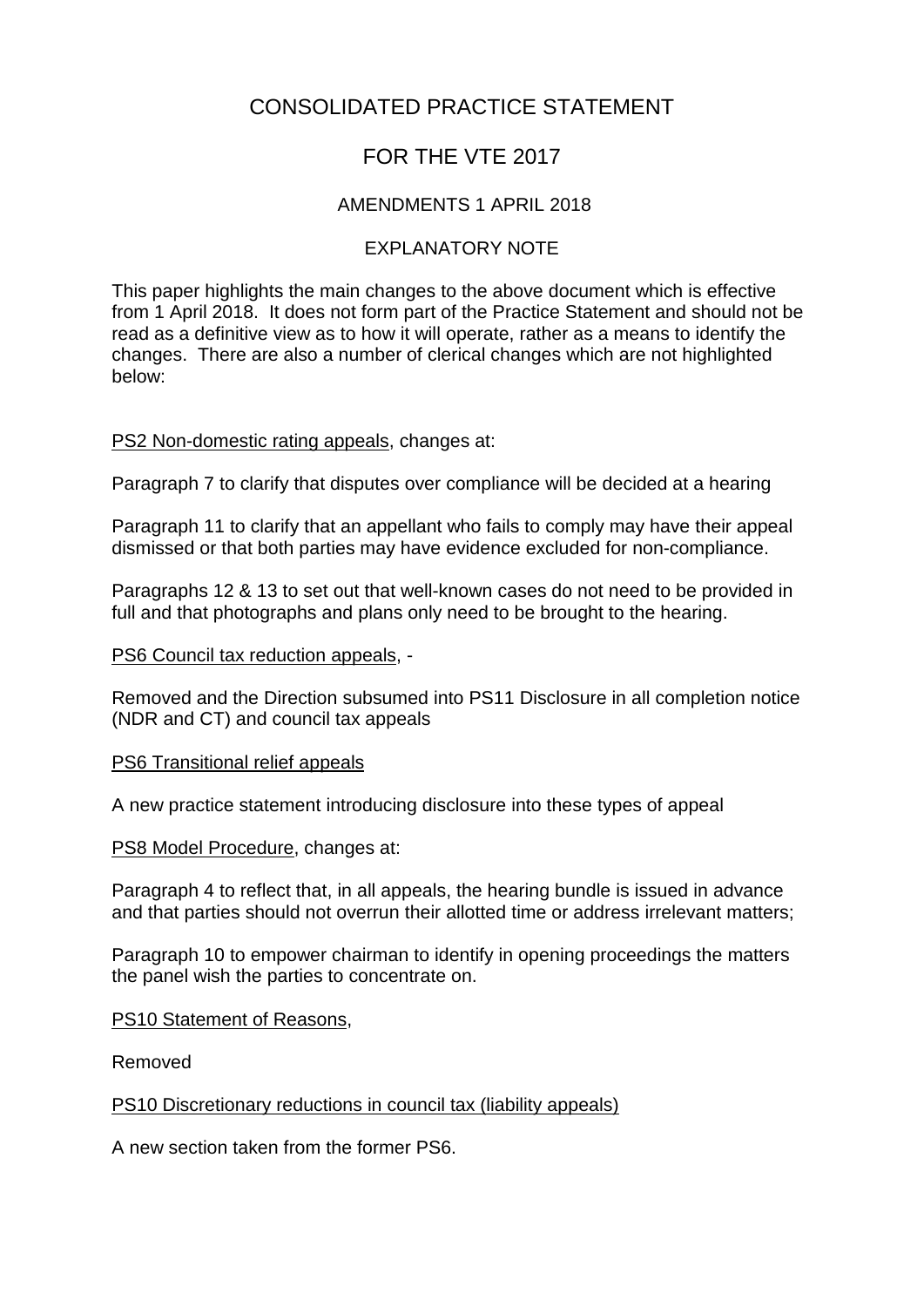# CONSOLIDATED PRACTICE STATEMENT

## FOR THE VTE 2017

### AMENDMENTS 1 APRIL 2018

### EXPLANATORY NOTE

This paper highlights the main changes to the above document which is effective from 1 April 2018. It does not form part of the Practice Statement and should not be read as a definitive view as to how it will operate, rather as a means to identify the changes. There are also a number of clerical changes which are not highlighted below:

PS2 Non-domestic rating appeals, changes at:

Paragraph 7 to clarify that disputes over compliance will be decided at a hearing

Paragraph 11 to clarify that an appellant who fails to comply may have their appeal dismissed or that both parties may have evidence excluded for non-compliance.

Paragraphs 12 & 13 to set out that well-known cases do not need to be provided in full and that photographs and plans only need to be brought to the hearing.

PS6 Council tax reduction appeals, -

Removed and the Direction subsumed into PS11 Disclosure in all completion notice (NDR and CT) and council tax appeals

PS6 Transitional relief appeals

A new practice statement introducing disclosure into these types of appeal

PS8 Model Procedure, changes at:

Paragraph 4 to reflect that, in all appeals, the hearing bundle is issued in advance and that parties should not overrun their allotted time or address irrelevant matters;

Paragraph 10 to empower chairman to identify in opening proceedings the matters the panel wish the parties to concentrate on.

PS10 Statement of Reasons,

Removed

PS10 Discretionary reductions in council tax (liability appeals)

A new section taken from the former PS6.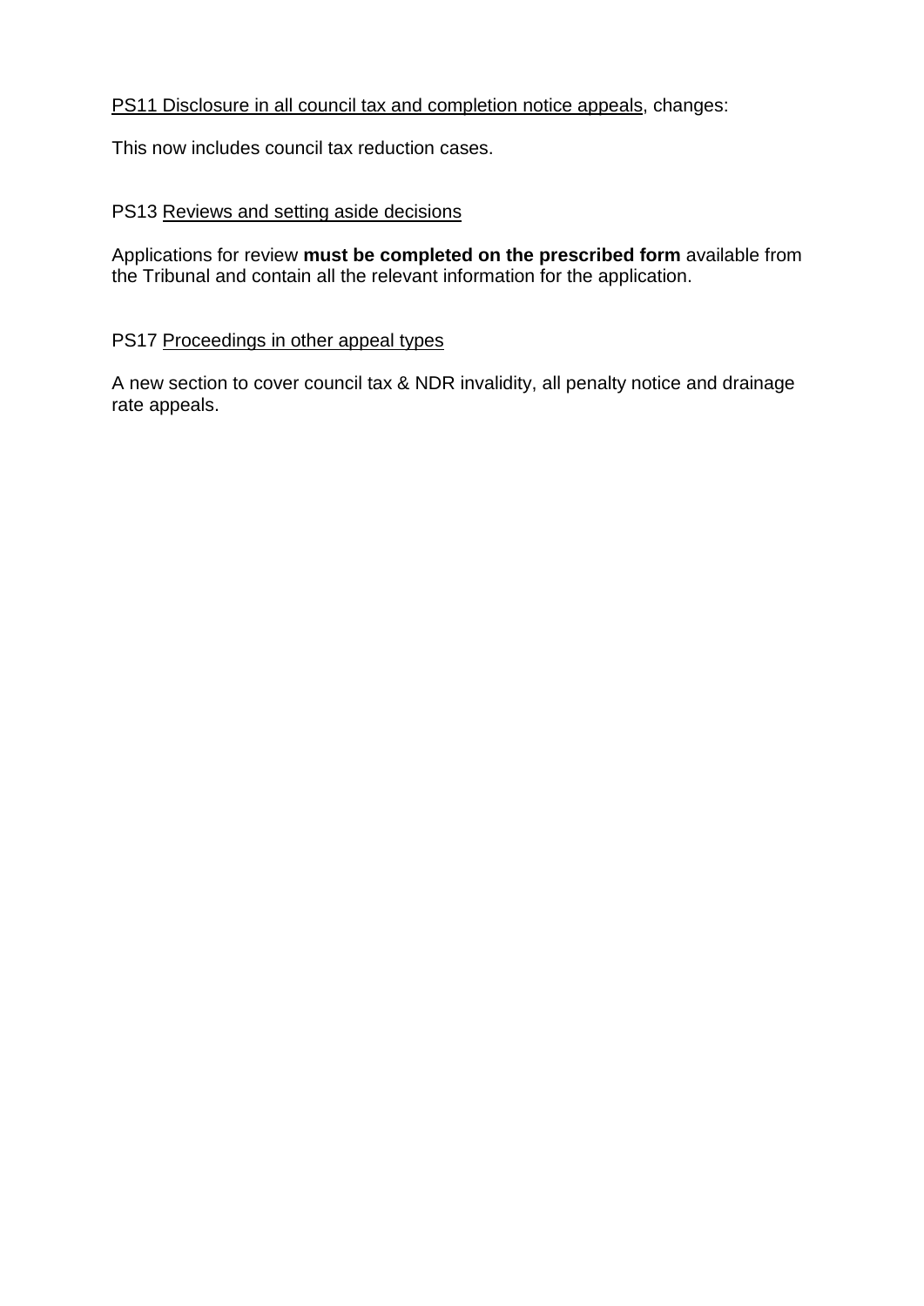PS11 Disclosure in all council tax and completion notice appeals, changes:

This now includes council tax reduction cases.

PS13 Reviews and setting aside decisions

Applications for review **must be completed on the prescribed form** available from the Tribunal and contain all the relevant information for the application.

PS17 Proceedings in other appeal types

A new section to cover council tax & NDR invalidity, all penalty notice and drainage rate appeals.